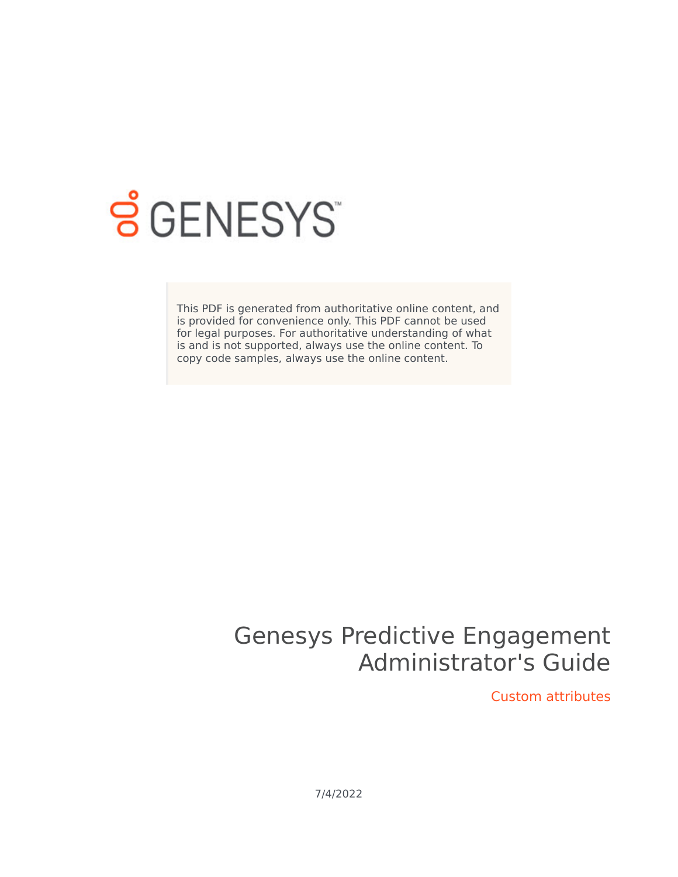This PDF is generated from authoritative online content, and is provided for convenience only. This PDF cannot be used for legal purposes. For authoritative understanding of what is and is not supported, always use the online content. To copy code samples, always use the online content.

# Genesys Predictive Engagement Administrator's Guide

## Custom attributes

7/4/2022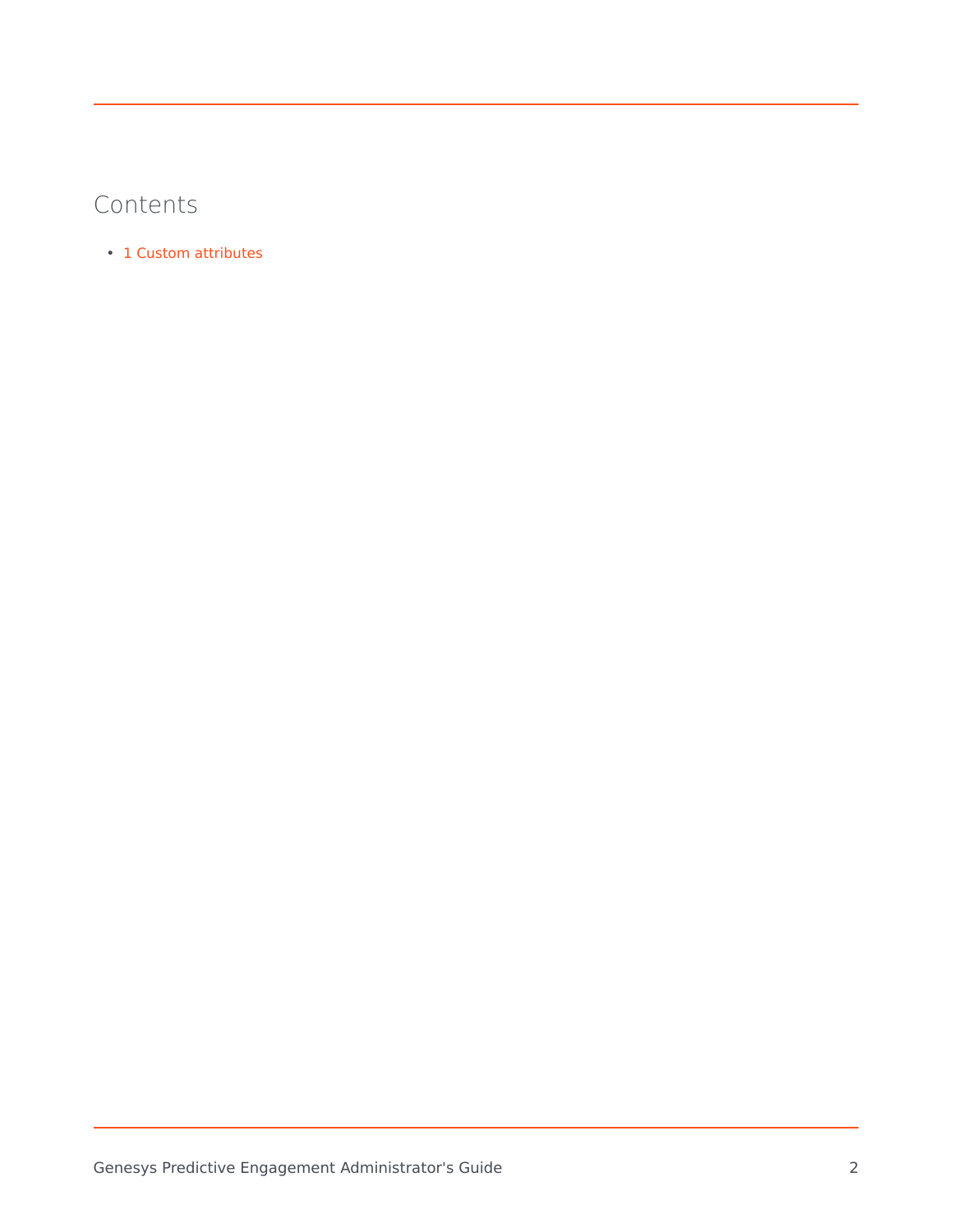## Contents

- 1 Custom attributes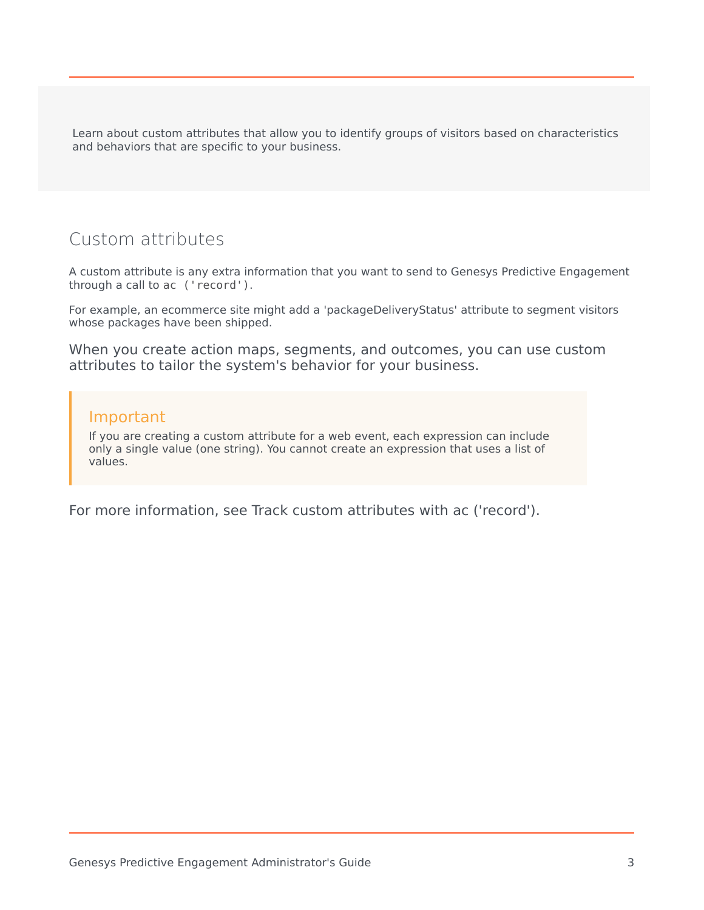Learn about custom attributes that allow you to identify groups of visitors based on characteristics and behaviors that are specific to your business.

## Custom attributes

A custom attribute is any extra information that you want to send to Genesys Predictive Engagement through a call to `ac ('record')`.

For example, an ecommerce site might add a 'packageDeliveryStatus' attribute to segment visitors whose packages have been shipped.

When you create action maps, segments, and outcomes, you can use custom attributes to tailor the system's behavior for your business.

> **Important**
>
> If you are creating a custom attribute for a web event, each expression can include only a single value (one string). You cannot create an expression that uses a list of values.

For more information, see Track custom attributes with ac ('record').